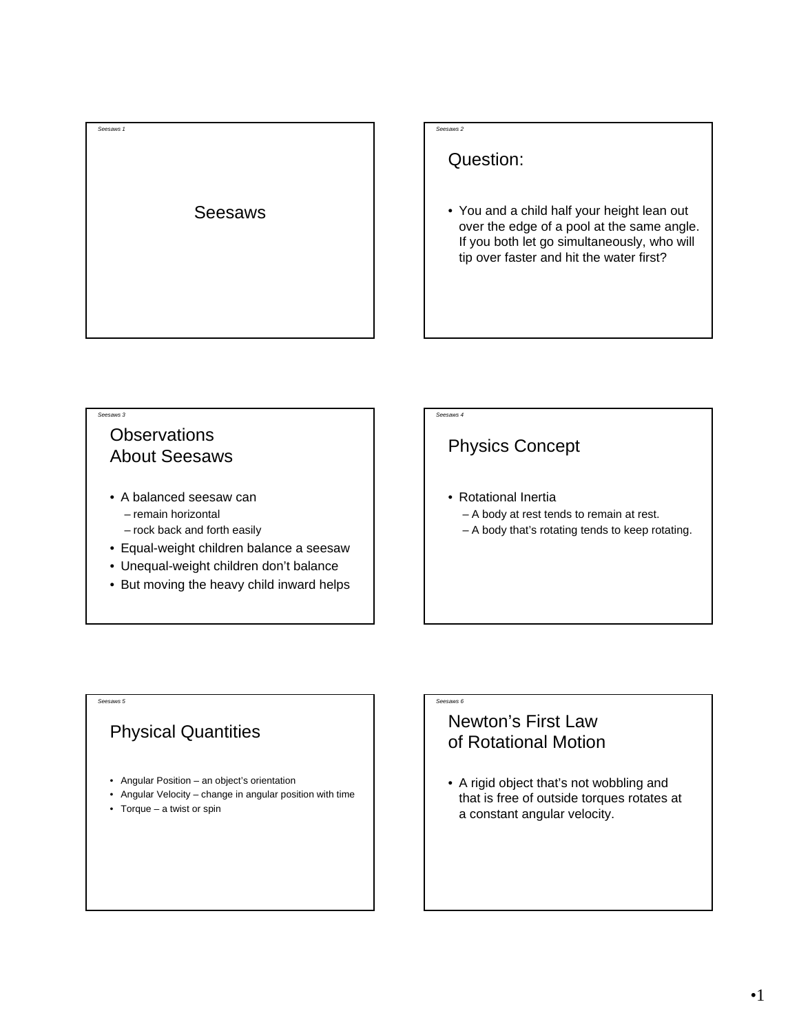# Seesaws

## Question:

- You and a child half your height lean out over the edge of a pool at the same angle. If you both let go simultaneously, who will tip over faster and hit the water first?

## Observations About Seesaws

- A balanced seesaw can
  - remain horizontal
  - rock back and forth easily
- Equal-weight children balance a seesaw
- Unequal-weight children don't balance
- But moving the heavy child inward helps

## Physics Concept

- Rotational Inertia
  - A body at rest tends to remain at rest.
  - A body that's rotating tends to keep rotating.

## Physical Quantities

- Angular Position – an object's orientation
- Angular Velocity – change in angular position with time
- Torque – a twist or spin

## Newton's First Law of Rotational Motion

- A rigid object that's not wobbling and that is free of outside torques rotates at a constant angular velocity.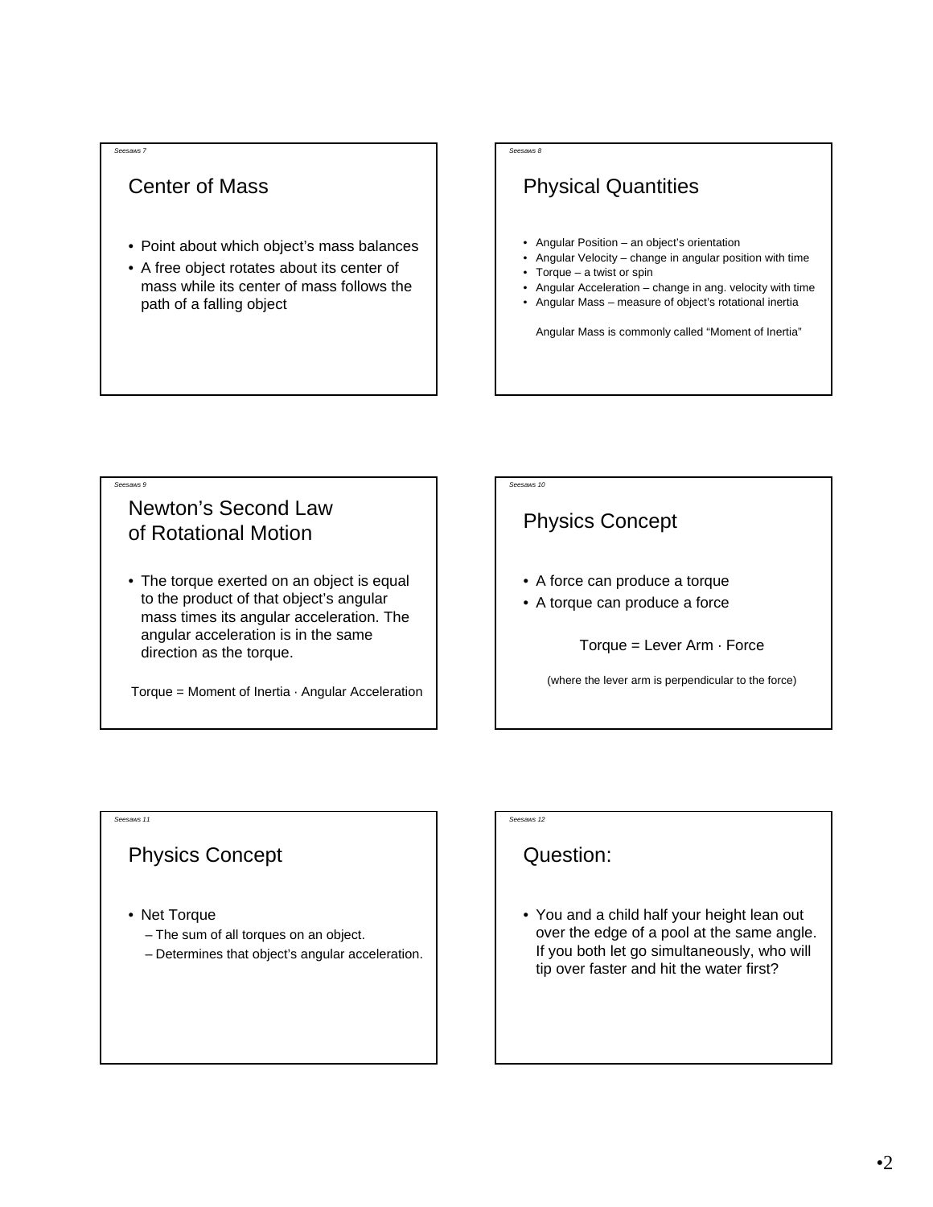## Center of Mass

- Point about which object's mass balances
- A free object rotates about its center of mass while its center of mass follows the path of a falling object

## Physical Quantities

- Angular Position – an object's orientation
- Angular Velocity – change in angular position with time
- Torque – a twist or spin
- Angular Acceleration – change in ang. velocity with time
- Angular Mass – measure of object's rotational inertia

Angular Mass is commonly called "Moment of Inertia"

## Newton's Second Law of Rotational Motion

- The torque exerted on an object is equal to the product of that object's angular mass times its angular acceleration. The angular acceleration is in the same direction as the torque.

Torque = Moment of Inertia · Angular Acceleration

## Physics Concept

- A force can produce a torque
- A torque can produce a force

Torque = Lever Arm · Force

(where the lever arm is perpendicular to the force)

## Physics Concept

- Net Torque
  - The sum of all torques on an object.
  - Determines that object's angular acceleration.

## Question:

- You and a child half your height lean out over the edge of a pool at the same angle. If you both let go simultaneously, who will tip over faster and hit the water first?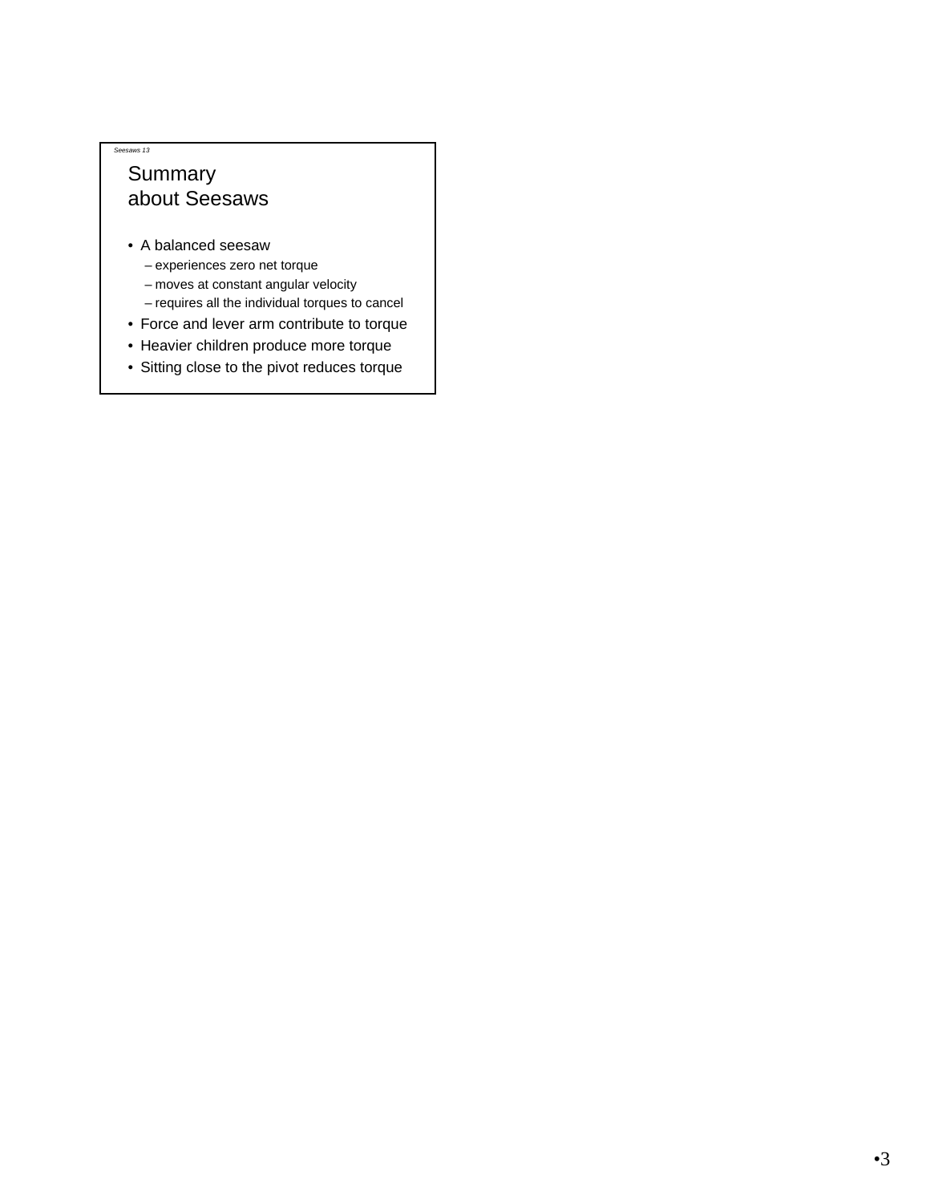*Seesaws 13*

## Summary about Seesaws

- A balanced seesaw
  - experiences zero net torque
  - moves at constant angular velocity
  - requires all the individual torques to cancel
- Force and lever arm contribute to torque
- Heavier children produce more torque
- Sitting close to the pivot reduces torque